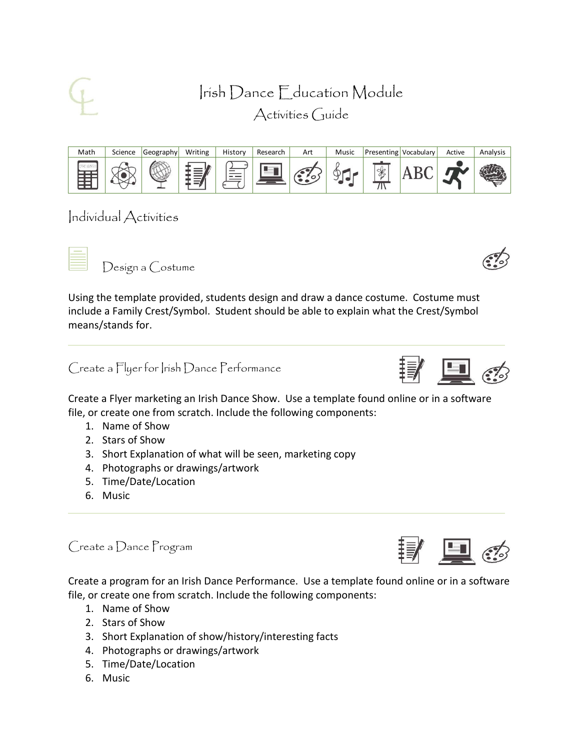# Irish Dance Education Module

## Activities Guide

| Math | Science | Geography | Writing | History | Research | Art | Music | Presenting | Vocabulary | Active | Analysis |
|---|---|---|---|---|---|---|---|---|---|---|---|
| | | | | | | | | | ABC | | |

## Individual Activities

### Design a Costume

Using the template provided, students design and draw a dance costume. Costume must include a Family Crest/Symbol. Student should be able to explain what the Crest/Symbol means/stands for.

---

### Create a Flyer for Irish Dance Performance

Create a Flyer marketing an Irish Dance Show. Use a template found online or in a software file, or create one from scratch. Include the following components:

1. Name of Show
2. Stars of Show
3. Short Explanation of what will be seen, marketing copy
4. Photographs or drawings/artwork
5. Time/Date/Location
6. Music

---

### Create a Dance Program

Create a program for an Irish Dance Performance. Use a template found online or in a software file, or create one from scratch. Include the following components:

1. Name of Show
2. Stars of Show
3. Short Explanation of show/history/interesting facts
4. Photographs or drawings/artwork
5. Time/Date/Location
6. Music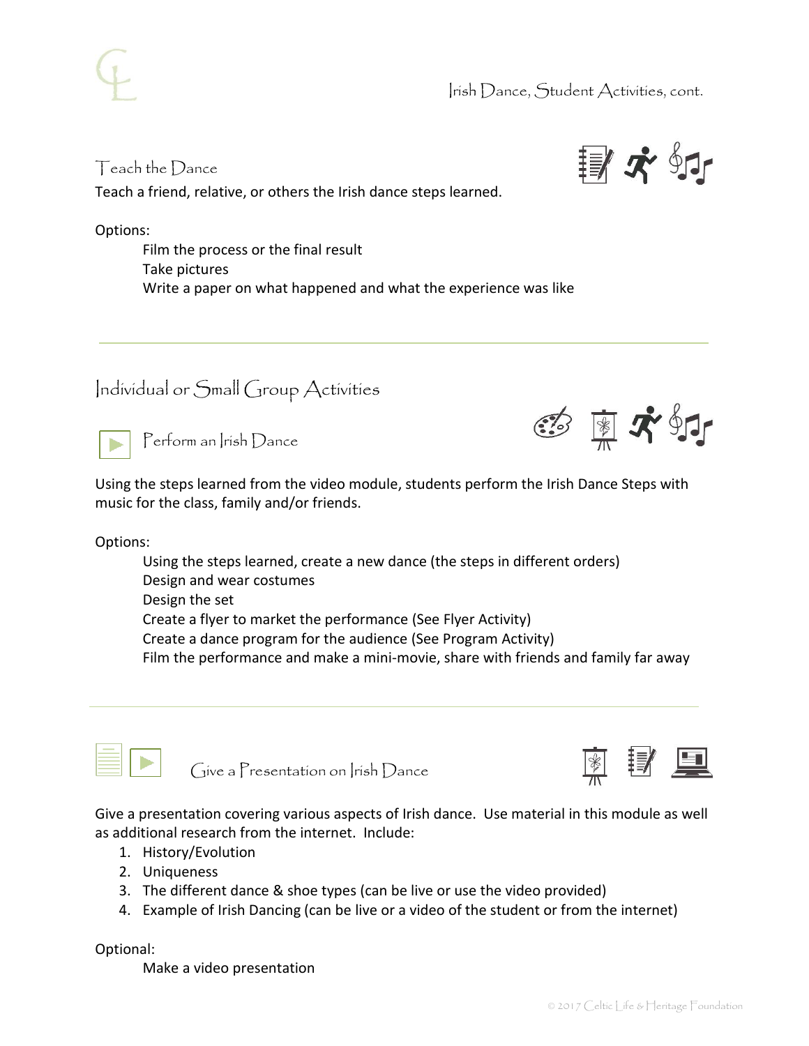## Teach the Dance

Teach a friend, relative, or others the Irish dance steps learned.

Options:

- Film the process or the final result
- Take pictures
- Write a paper on what happened and what the experience was like

---

# Individual or Small Group Activities

## Perform an Irish Dance

Using the steps learned from the video module, students perform the Irish Dance Steps with music for the class, family and/or friends.

Options:

- Using the steps learned, create a new dance (the steps in different orders)
- Design and wear costumes
- Design the set
- Create a flyer to market the performance (See Flyer Activity)
- Create a dance program for the audience (See Program Activity)
- Film the performance and make a mini-movie, share with friends and family far away

---

## Give a Presentation on Irish Dance

Give a presentation covering various aspects of Irish dance. Use material in this module as well as additional research from the internet. Include:

1. History/Evolution
2. Uniqueness
3. The different dance & shoe types (can be live or use the video provided)
4. Example of Irish Dancing (can be live or a video of the student or from the internet)

Optional:

- Make a video presentation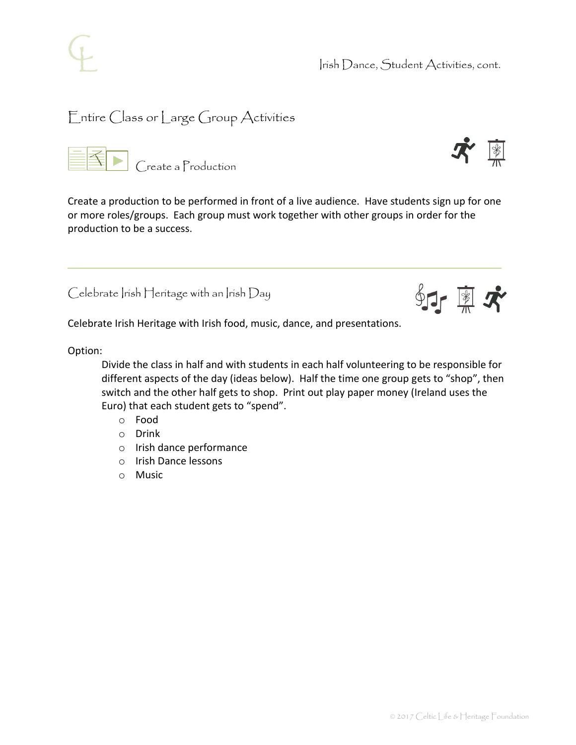## Entire Class or Large Group Activities

### Create a Production

Create a production to be performed in front of a live audience. Have students sign up for one or more roles/groups. Each group must work together with other groups in order for the production to be a success.

---

### Celebrate Irish Heritage with an Irish Day

Celebrate Irish Heritage with Irish food, music, dance, and presentations.

Option:

Divide the class in half and with students in each half volunteering to be responsible for different aspects of the day (ideas below). Half the time one group gets to "shop", then switch and the other half gets to shop. Print out play paper money (Ireland uses the Euro) that each student gets to "spend".

- Food
- Drink
- Irish dance performance
- Irish Dance lessons
- Music